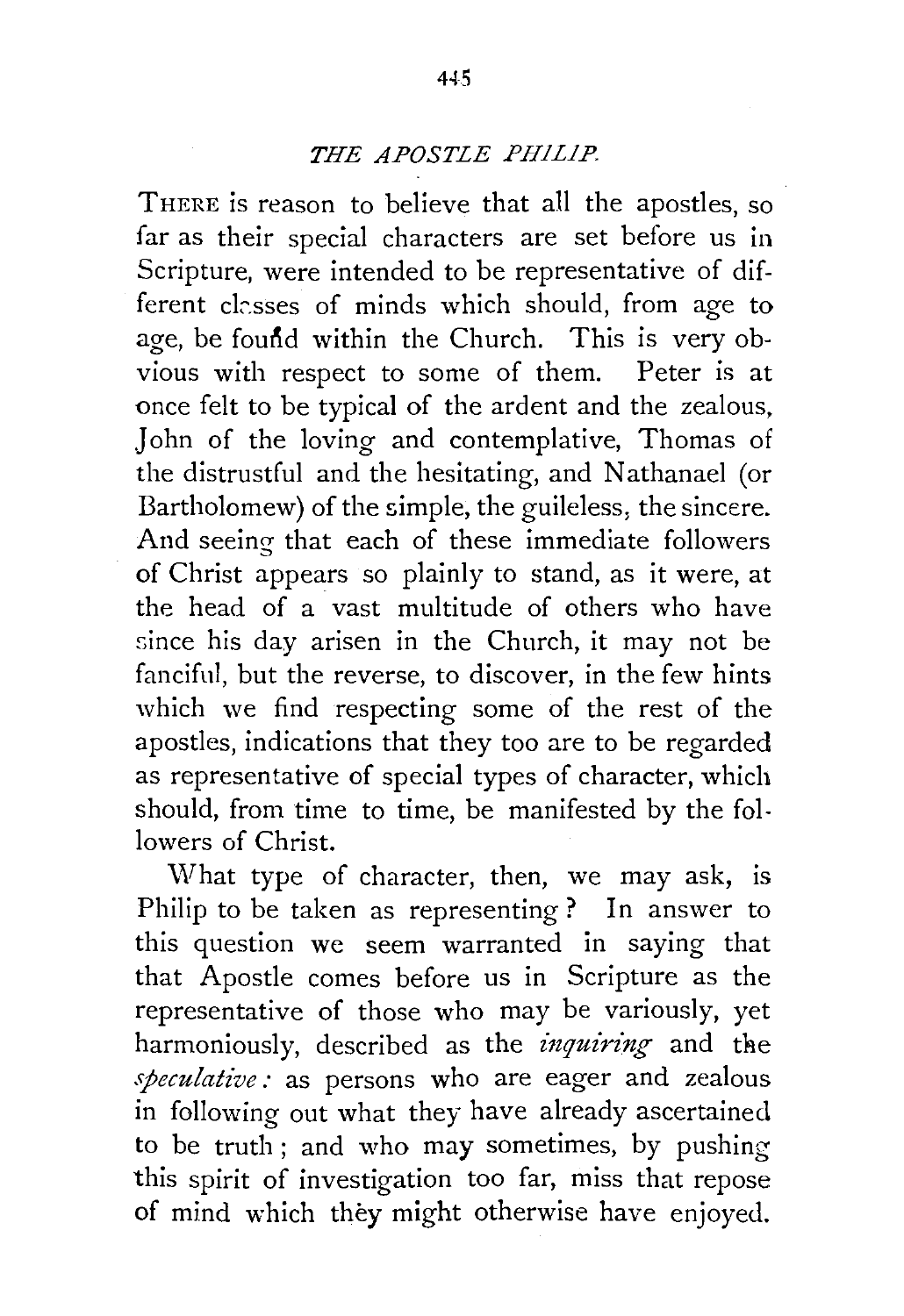# THE APOSTLE PHILIP.

THERE is reason to believe that all the apostles, so far as their special characters are set before us in Scripture, were intended to be representative of different classes of minds which should, from age to age, be found within the Church. This is very obvious with respect to some of them. Peter is at once felt to be typical of the ardent and the zealous, John of the loving and contemplative, Thomas of the distrustful and the hesitating, and Nathanael (or Bartholomew) of the simple, the guileless, the sincere. And seeing that each of these immediate followers of Christ appears so plainly to stand, as it were, at the head of a vast multitude of others who have since his day arisen in the Church, it may not be fanciful, but the reverse, to discover, in the few hints which we find respecting some of the rest of the apostles, indications that they too are to be regarded as representative of special types of character, which should, from time to time, be manifested by the followers of Christ.

What type of character, then, we may ask, is Philip to be taken as representing? In answer to this question we seem warranted in saying that that Apostle comes before us in Scripture as the representative of those who may be variously, yet harmoniously, described as the *inquiring* and the *speculative*: as persons who are eager and zealous in following out what they have already ascertained to be truth; and who may sometimes, by pushing this spirit of investigation too far, miss that repose of mind which they might otherwise have enjoyed.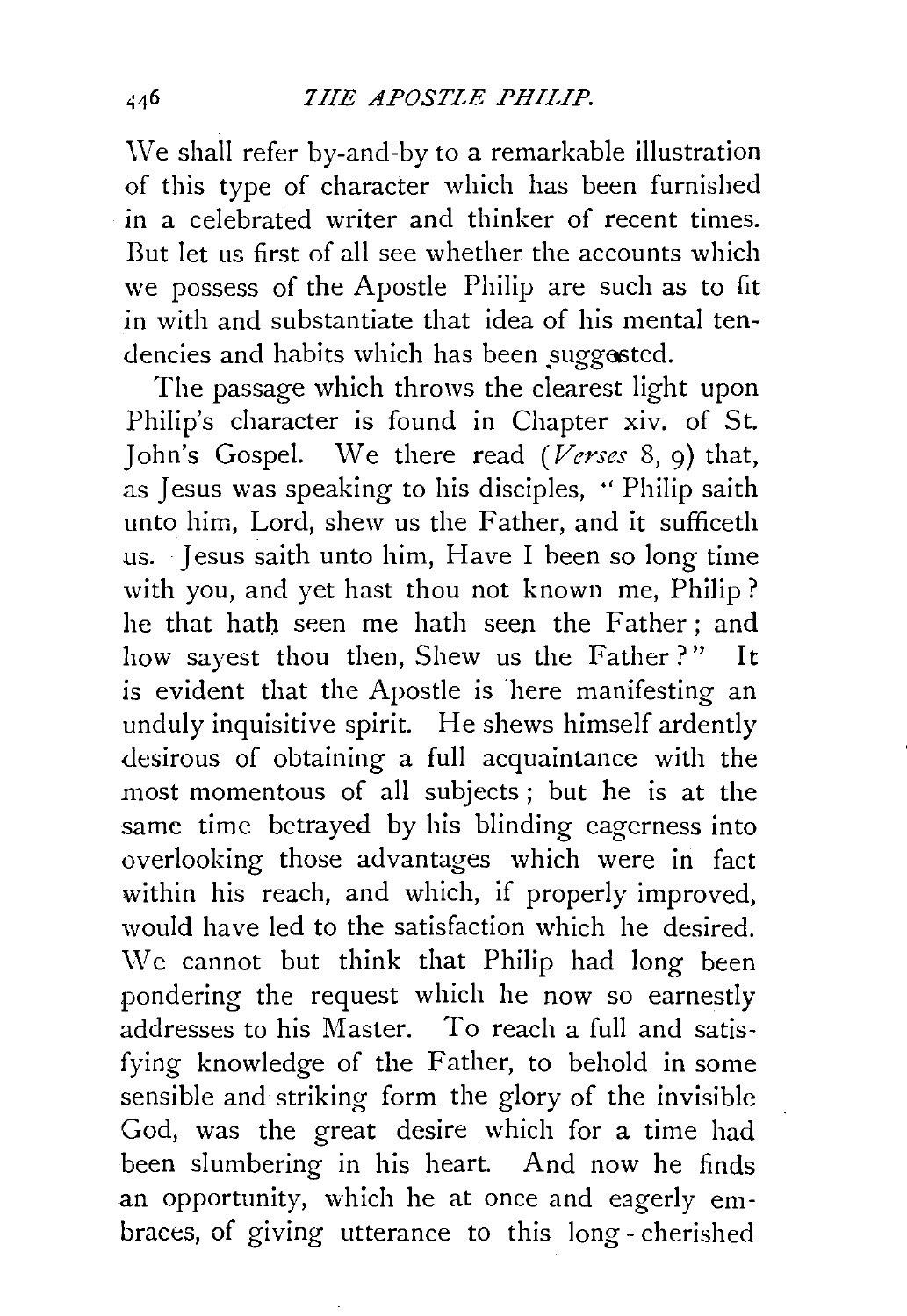We shall refer by-and-by to a remarkable illustration of this type of character which has been furnished in a celebrated writer and thinker of recent times. But let us first of all see whether the accounts which we possess of the Apostle Philip are such as to fit in with and substantiate that idea of his mental tendencies and habits which has been suggested.

The passage which throws the clearest light upon Philip's character is found in Chapter xiv. of St. John's Gospel. We there read (*Verses* 8, 9) that, as Jesus was speaking to his disciples, "Philip saith unto him, Lord, shew us the Father, and it sufficeth us. Jesus saith unto him, Have I been so long time with you, and yet hast thou not known me, Philip? he that hath seen me hath seen the Father; and how sayest thou then, Shew us the Father?" It is evident that the Apostle is here manifesting an unduly inquisitive spirit. He shews himself ardently desirous of obtaining a full acquaintance with the most momentous of all subjects; but he is at the same time betrayed by his blinding eagerness into overlooking those advantages which were in fact within his reach, and which, if properly improved, would have led to the satisfaction which he desired. We cannot but think that Philip had long been pondering the request which he now so earnestly addresses to his Master. To reach a full and satisfying knowledge of the Father, to behold in some sensible and striking form the glory of the invisible God, was the great desire which for a time had been slumbering in his heart. And now he finds an opportunity, which he at once and eagerly embraces, of giving utterance to this long-cherished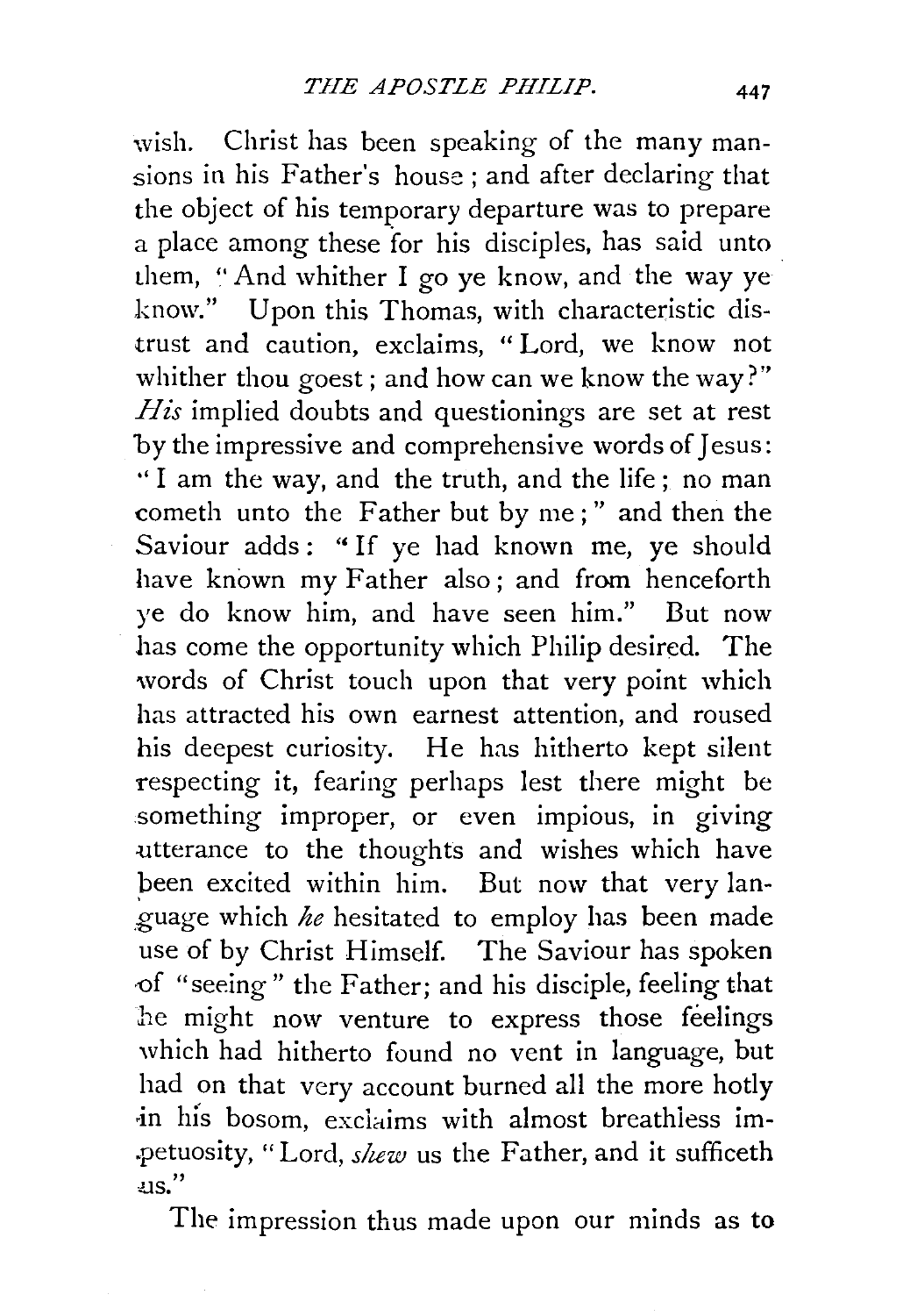wish. Christ has been speaking of the many mansions in his Father's house; and after declaring that the object of his temporary departure was to prepare a place among these for his disciples, has said unto them, "And whither I go ye know, and the way ye know." Upon this Thomas, with characteristic distrust and caution, exclaims, "Lord, we know not whither thou goest; and how can we know the way?" *His* implied doubts and questionings are set at rest by the impressive and comprehensive words of Jesus: "I am the way, and the truth, and the life; no man cometh unto the Father but by me;" and then the Saviour adds: "If ye had known me, ye should have known my Father also; and from henceforth ye do know him, and have seen him." But now has come the opportunity which Philip desired. The words of Christ touch upon that very point which has attracted his own earnest attention, and roused his deepest curiosity. He has hitherto kept silent respecting it, fearing perhaps lest there might be something improper, or even impious, in giving utterance to the thoughts and wishes which have been excited within him. But now that very language which *he* hesitated to employ has been made use of by Christ Himself. The Saviour has spoken of "seeing" the Father; and his disciple, feeling that he might now venture to express those feelings which had hitherto found no vent in language, but had on that very account burned all the more hotly in his bosom, exclaims with almost breathless impetuosity, "Lord, *shew* us the Father, and it sufficeth us."

The impression thus made upon our minds as to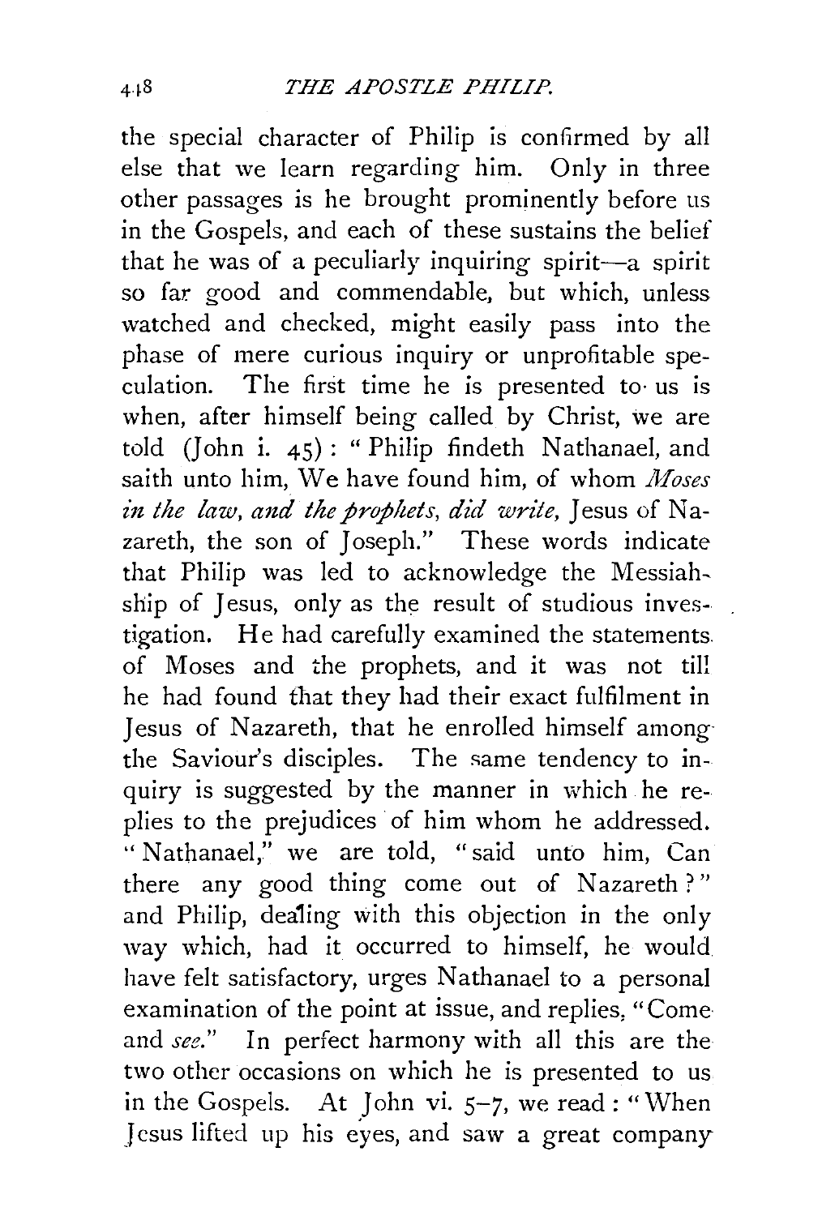the special character of Philip is confirmed by all else that we learn regarding him. Only in three other passages is he brought prominently before us in the Gospels, and each of these sustains the belief that he was of a peculiarly inquiring spirit—a spirit so far good and commendable, but which, unless watched and checked, might easily pass into the phase of mere curious inquiry or unprofitable speculation. The first time he is presented to us is when, after himself being called by Christ, we are told (John i. 45): "Philip findeth Nathanael, and saith unto him, We have found him, of whom *Moses in the law, and the prophets, did write,* Jesus of Nazareth, the son of Joseph." These words indicate that Philip was led to acknowledge the Messiahship of Jesus, only as the result of studious investigation. He had carefully examined the statements of Moses and the prophets, and it was not till he had found that they had their exact fulfilment in Jesus of Nazareth, that he enrolled himself among the Saviour's disciples. The same tendency to inquiry is suggested by the manner in which he replies to the prejudices of him whom he addressed. "Nathanael," we are told, "said unto him, Can there any good thing come out of Nazareth?" and Philip, dealing with this objection in the only way which, had it occurred to himself, he would have felt satisfactory, urges Nathanael to a personal examination of the point at issue, and replies, "Come and *see.*" In perfect harmony with all this are the two other occasions on which he is presented to us in the Gospels. At John vi. 5–7, we read: "When Jesus lifted up his eyes, and saw a great company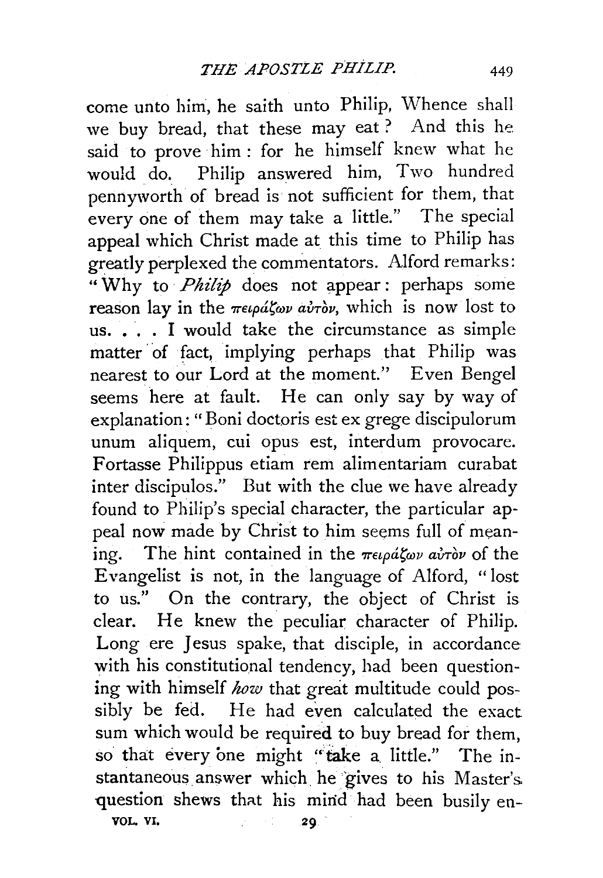come unto him, he saith unto Philip, Whence shall we buy bread, that these may eat? And this he said to prove him: for he himself knew what he would do. Philip answered him, Two hundred pennyworth of bread is not sufficient for them, that every one of them may take a little." The special appeal which Christ made at this time to Philip has greatly perplexed the commentators. Alford remarks: "Why to *Philip* does not appear: perhaps some reason lay in the πειράζων αὐτὸν, which is now lost to us. . . . I would take the circumstance as simple matter of fact, implying perhaps that Philip was nearest to our Lord at the moment." Even Bengel seems here at fault. He can only say by way of explanation: "Boni doctoris est ex grege discipulorum unum aliquem, cui opus est, interdum provocare. Fortasse Philippus etiam rem alimentariam curabat inter discipulos." But with the clue we have already found to Philip's special character, the particular appeal now made by Christ to him seems full of meaning. The hint contained in the πειράζων αὐτὸν of the Evangelist is not, in the language of Alford, "lost to us." On the contrary, the object of Christ is clear. He knew the peculiar character of Philip. Long ere Jesus spake, that disciple, in accordance with his constitutional tendency, had been questioning with himself *how* that great multitude could possibly be fed. He had even calculated the exact sum which would be required to buy bread for them, so that every one might "take a little." The instantaneous answer which he gives to his Master's question shews that his mind had been busily en-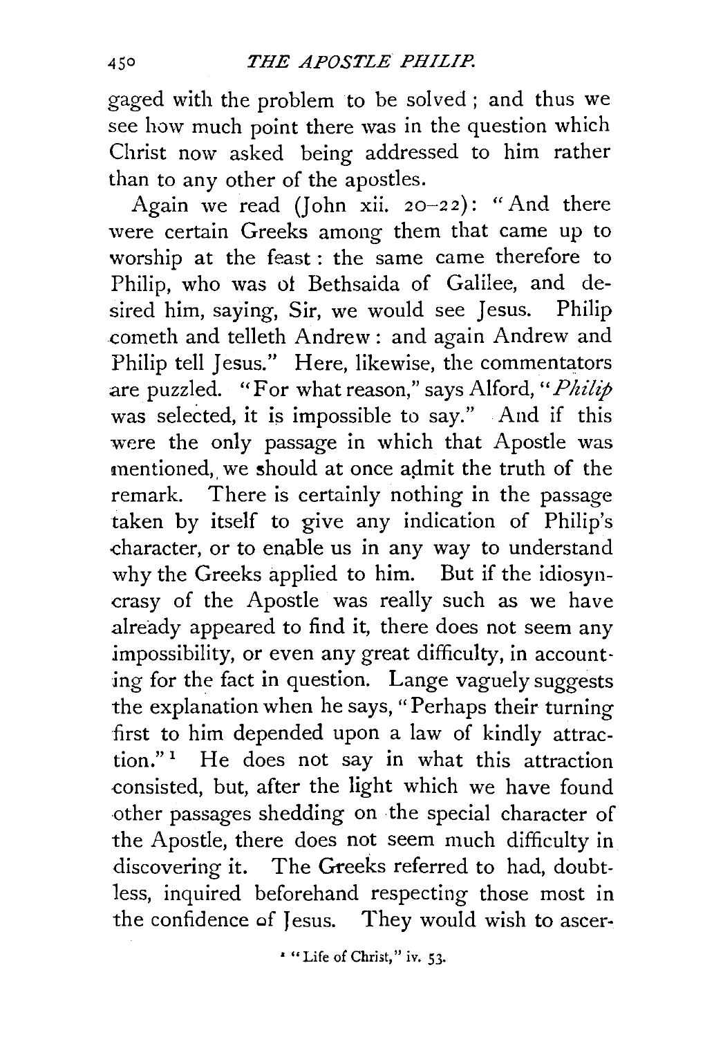gaged with the problem to be solved; and thus we see how much point there was in the question which Christ now asked being addressed to him rather than to any other of the apostles.

Again we read (John xii. 20–22): "And there were certain Greeks among them that came up to worship at the feast: the same came therefore to Philip, who was of Bethsaida of Galilee, and desired him, saying, Sir, we would see Jesus. Philip cometh and telleth Andrew: and again Andrew and Philip tell Jesus." Here, likewise, the commentators are puzzled. "For what reason," says Alford, "*Philip* was selected, it is impossible to say." And if this were the only passage in which that Apostle was mentioned, we should at once admit the truth of the remark. There is certainly nothing in the passage taken by itself to give any indication of Philip's character, or to enable us in any way to understand why the Greeks applied to him. But if the idiosyncrasy of the Apostle was really such as we have already appeared to find it, there does not seem any impossibility, or even any great difficulty, in accounting for the fact in question. Lange vaguely suggests the explanation when he says, "Perhaps their turning first to him depended upon a law of kindly attraction."[1] He does not say in what this attraction consisted, but, after the light which we have found other passages shedding on the special character of the Apostle, there does not seem much difficulty in discovering it. The Greeks referred to had, doubtless, inquired beforehand respecting those most in the confidence of Jesus. They would wish to ascer-

[1] "Life of Christ," iv. 53.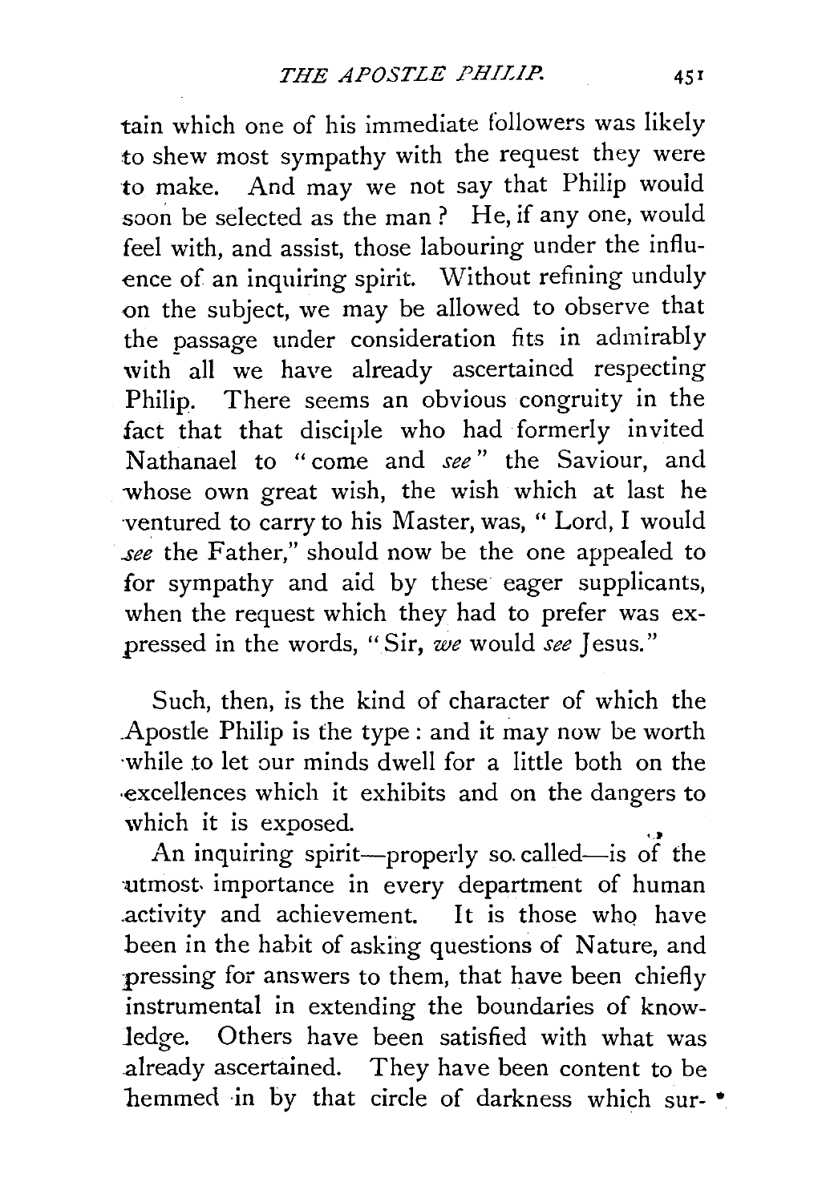tain which one of his immediate followers was likely to shew most sympathy with the request they were to make. And may we not say that Philip would soon be selected as the man? He, if any one, would feel with, and assist, those labouring under the influence of an inquiring spirit. Without refining unduly on the subject, we may be allowed to observe that the passage under consideration fits in admirably with all we have already ascertained respecting Philip. There seems an obvious congruity in the fact that that disciple who had formerly invited Nathanael to "come and *see*" the Saviour, and whose own great wish, the wish which at last he ventured to carry to his Master, was, "Lord, I would *see* the Father," should now be the one appealed to for sympathy and aid by these eager supplicants, when the request which they had to prefer was expressed in the words, "Sir, *we* would *see* Jesus."

Such, then, is the kind of character of which the Apostle Philip is the type: and it may now be worth while to let our minds dwell for a little both on the excellences which it exhibits and on the dangers to which it is exposed.

An inquiring spirit—properly so called—is of the utmost importance in every department of human activity and achievement. It is those who have been in the habit of asking questions of Nature, and pressing for answers to them, that have been chiefly instrumental in extending the boundaries of knowledge. Others have been satisfied with what was already ascertained. They have been content to be hemmed in by that circle of darkness which sur-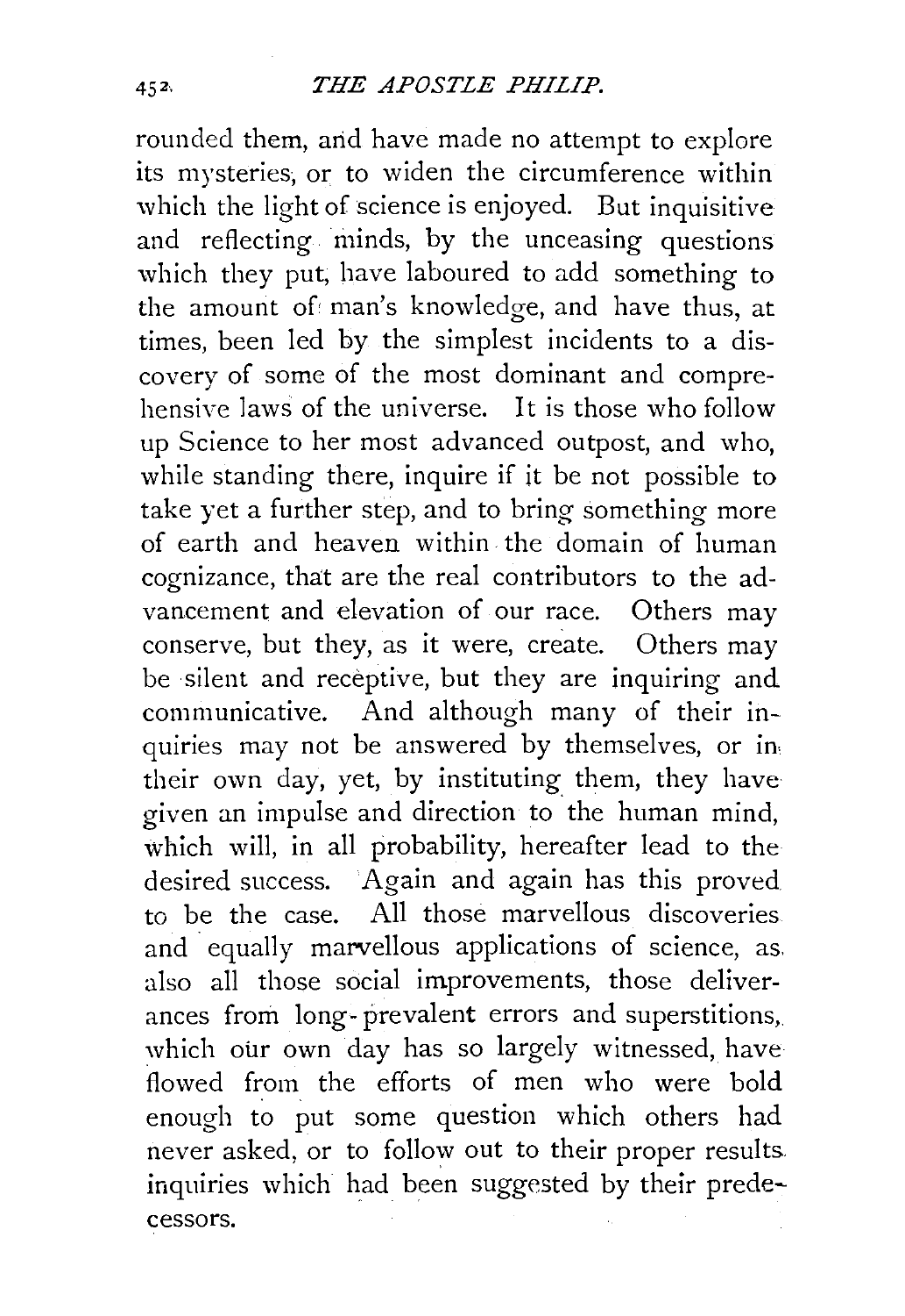rounded them, and have made no attempt to explore its mysteries, or to widen the circumference within which the light of science is enjoyed. But inquisitive and reflecting minds, by the unceasing questions which they put, have laboured to add something to the amount of man's knowledge, and have thus, at times, been led by the simplest incidents to a discovery of some of the most dominant and comprehensive laws of the universe. It is those who follow up Science to her most advanced outpost, and who, while standing there, inquire if it be not possible to take yet a further step, and to bring something more of earth and heaven within the domain of human cognizance, that are the real contributors to the advancement and elevation of our race. Others may conserve, but they, as it were, create. Others may be silent and receptive, but they are inquiring and communicative. And although many of their inquiries may not be answered by themselves, or in their own day, yet, by instituting them, they have given an impulse and direction to the human mind, which will, in all probability, hereafter lead to the desired success. Again and again has this proved to be the case. All those marvellous discoveries and equally marvellous applications of science, as also all those social improvements, those deliverances from long-prevalent errors and superstitions, which our own day has so largely witnessed, have flowed from the efforts of men who were bold enough to put some question which others had never asked, or to follow out to their proper results inquiries which had been suggested by their predecessors.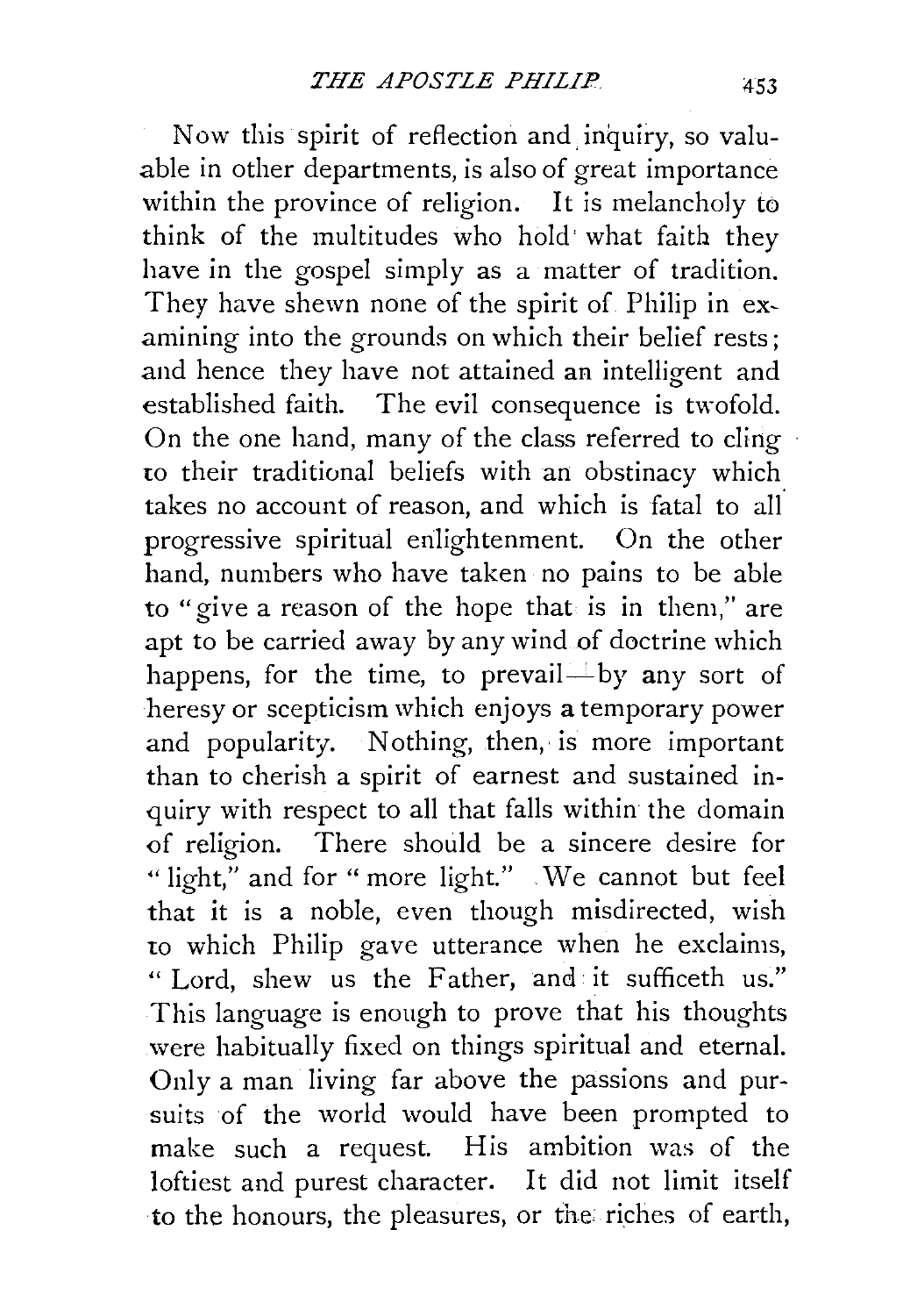Now this spirit of reflection and inquiry, so valuable in other departments, is also of great importance within the province of religion. It is melancholy to think of the multitudes who hold what faith they have in the gospel simply as a matter of tradition. They have shewn none of the spirit of Philip in examining into the grounds on which their belief rests; and hence they have not attained an intelligent and established faith. The evil consequence is twofold. On the one hand, many of the class referred to cling to their traditional beliefs with an obstinacy which takes no account of reason, and which is fatal to all progressive spiritual enlightenment. On the other hand, numbers who have taken no pains to be able to "give a reason of the hope that is in them," are apt to be carried away by any wind of doctrine which happens, for the time, to prevail—by any sort of heresy or scepticism which enjoys a temporary power and popularity. Nothing, then, is more important than to cherish a spirit of earnest and sustained inquiry with respect to all that falls within the domain of religion. There should be a sincere desire for "light," and for "more light." We cannot but feel that it is a noble, even though misdirected, wish to which Philip gave utterance when he exclaims, "Lord, shew us the Father, and it sufficeth us." This language is enough to prove that his thoughts were habitually fixed on things spiritual and eternal. Only a man living far above the passions and pursuits of the world would have been prompted to make such a request. His ambition was of the loftiest and purest character. It did not limit itself to the honours, the pleasures, or the riches of earth,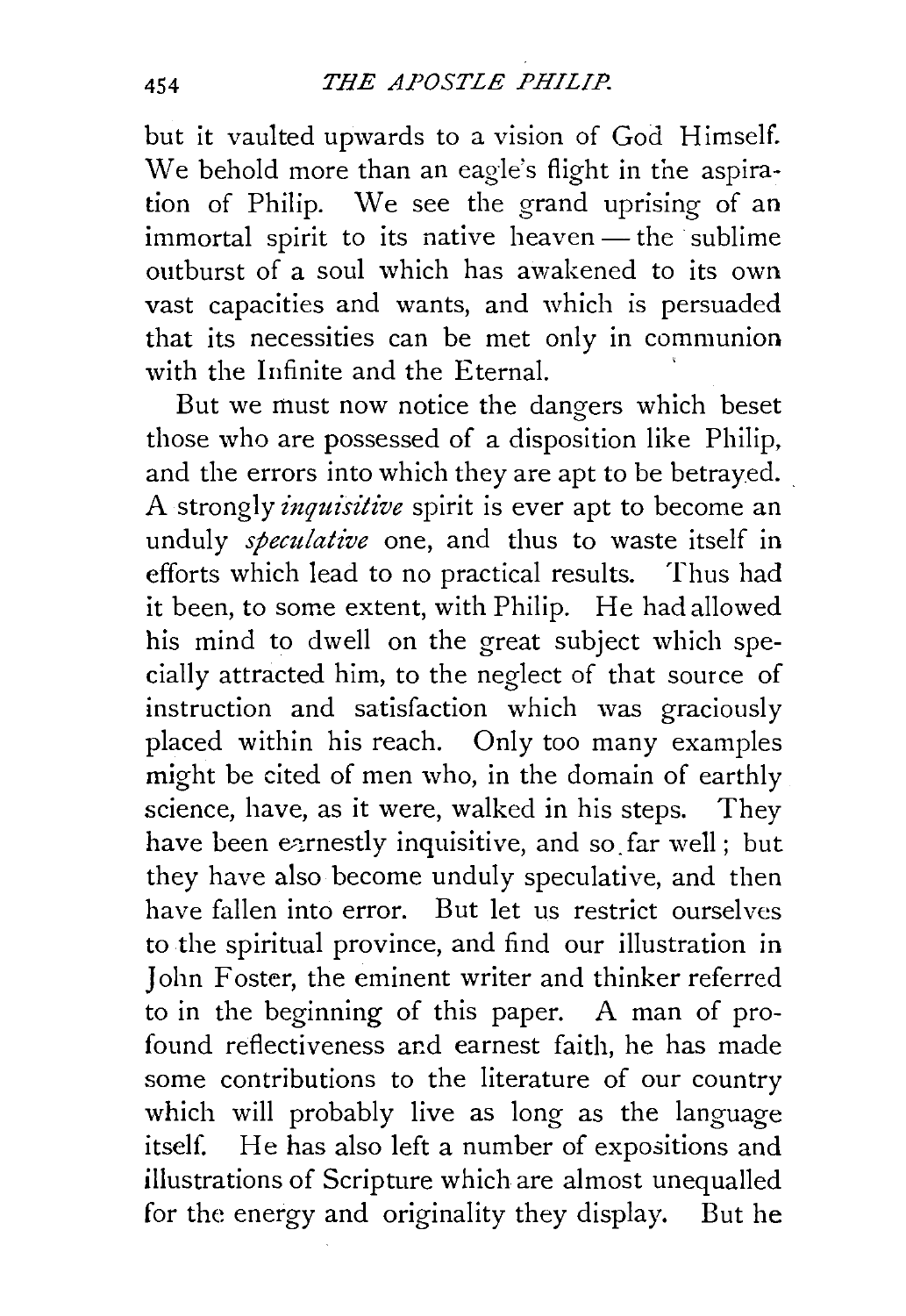but it vaulted upwards to a vision of God Himself. We behold more than an eagle's flight in the aspiration of Philip. We see the grand uprising of an immortal spirit to its native heaven — the sublime outburst of a soul which has awakened to its own vast capacities and wants, and which is persuaded that its necessities can be met only in communion with the Infinite and the Eternal.

But we must now notice the dangers which beset those who are possessed of a disposition like Philip, and the errors into which they are apt to be betrayed. A strongly *inquisitive* spirit is ever apt to become an unduly *speculative* one, and thus to waste itself in efforts which lead to no practical results. Thus had it been, to some extent, with Philip. He had allowed his mind to dwell on the great subject which specially attracted him, to the neglect of that source of instruction and satisfaction which was graciously placed within his reach. Only too many examples might be cited of men who, in the domain of earthly science, have, as it were, walked in his steps. They have been earnestly inquisitive, and so far well; but they have also become unduly speculative, and then have fallen into error. But let us restrict ourselves to the spiritual province, and find our illustration in John Foster, the eminent writer and thinker referred to in the beginning of this paper. A man of profound reflectiveness and earnest faith, he has made some contributions to the literature of our country which will probably live as long as the language itself. He has also left a number of expositions and illustrations of Scripture which are almost unequalled for the energy and originality they display. But he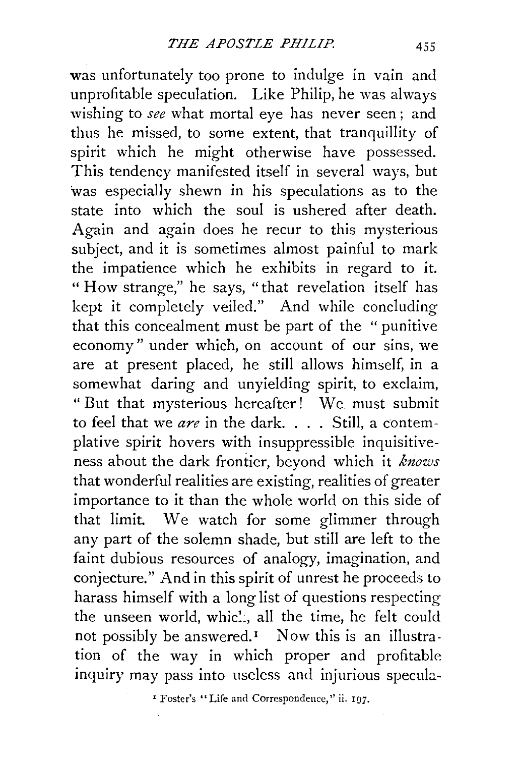was unfortunately too prone to indulge in vain and unprofitable speculation. Like Philip, he was always wishing to *see* what mortal eye has never seen; and thus he missed, to some extent, that tranquillity of spirit which he might otherwise have possessed. This tendency manifested itself in several ways, but was especially shewn in his speculations as to the state into which the soul is ushered after death. Again and again does he recur to this mysterious subject, and it is sometimes almost painful to mark the impatience which he exhibits in regard to it. "How strange," he says, "that revelation itself has kept it completely veiled." And while concluding that this concealment must be part of the "punitive economy" under which, on account of our sins, we are at present placed, he still allows himself, in a somewhat daring and unyielding spirit, to exclaim, "But that mysterious hereafter! We must submit to feel that we *are* in the dark. . . . Still, a contemplative spirit hovers with insuppressible inquisitiveness about the dark frontier, beyond which it *knows* that wonderful realities are existing, realities of greater importance to it than the whole world on this side of that limit. We watch for some glimmer through any part of the solemn shade, but still are left to the faint dubious resources of analogy, imagination, and conjecture." And in this spirit of unrest he proceeds to harass himself with a long list of questions respecting the unseen world, which, all the time, he felt could not possibly be answered.[1] Now this is an illustration of the way in which proper and profitable inquiry may pass into useless and injurious specula-

[1] Foster's "Life and Correspondence," ii. 197.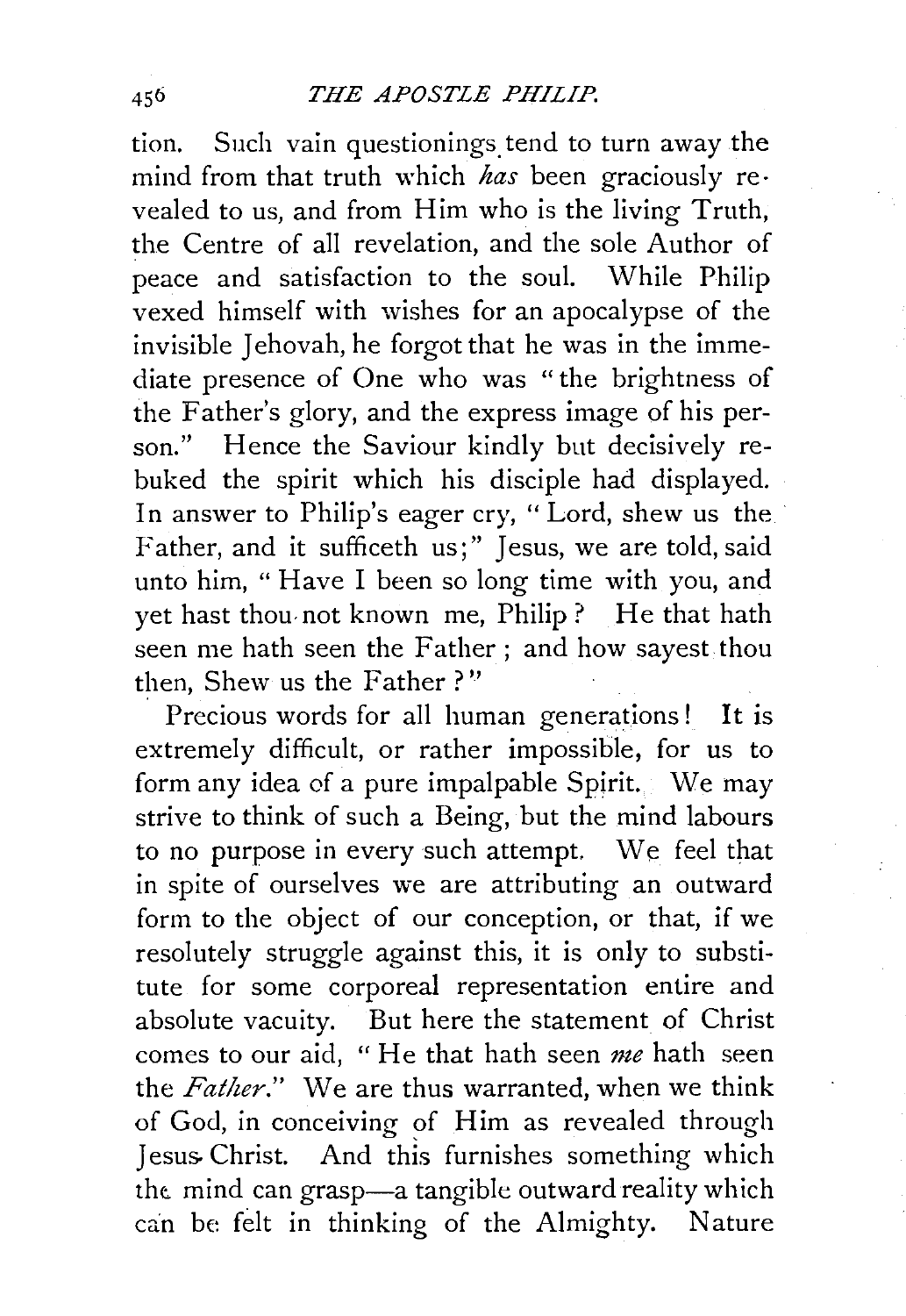tion. Such vain questionings tend to turn away the mind from that truth which *has* been graciously revealed to us, and from Him who is the living Truth, the Centre of all revelation, and the sole Author of peace and satisfaction to the soul. While Philip vexed himself with wishes for an apocalypse of the invisible Jehovah, he forgot that he was in the immediate presence of One who was "the brightness of the Father's glory, and the express image of his person." Hence the Saviour kindly but decisively rebuked the spirit which his disciple had displayed. In answer to Philip's eager cry, "Lord, shew us the Father, and it sufficeth us;" Jesus, we are told, said unto him, "Have I been so long time with you, and yet hast thou not known me, Philip? He that hath seen me hath seen the Father; and how sayest thou then, Shew us the Father?"

Precious words for all human generations! It is extremely difficult, or rather impossible, for us to form any idea of a pure impalpable Spirit. We may strive to think of such a Being, but the mind labours to no purpose in every such attempt. We feel that in spite of ourselves we are attributing an outward form to the object of our conception, or that, if we resolutely struggle against this, it is only to substitute for some corporeal representation entire and absolute vacuity. But here the statement of Christ comes to our aid, "He that hath seen *me* hath seen the *Father*." We are thus warranted, when we think of God, in conceiving of Him as revealed through Jesus Christ. And this furnishes something which the mind can grasp—a tangible outward reality which can be felt in thinking of the Almighty. Nature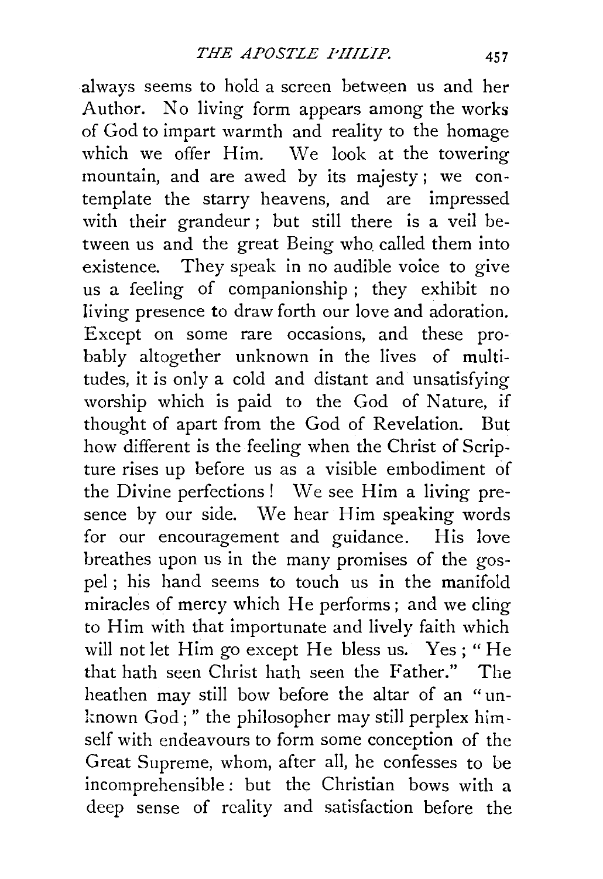always seems to hold a screen between us and her Author. No living form appears among the works of God to impart warmth and reality to the homage which we offer Him. We look at the towering mountain, and are awed by its majesty; we contemplate the starry heavens, and are impressed with their grandeur; but still there is a veil between us and the great Being who called them into existence. They speak in no audible voice to give us a feeling of companionship; they exhibit no living presence to draw forth our love and adoration. Except on some rare occasions, and these probably altogether unknown in the lives of multitudes, it is only a cold and distant and unsatisfying worship which is paid to the God of Nature, if thought of apart from the God of Revelation. But how different is the feeling when the Christ of Scripture rises up before us as a visible embodiment of the Divine perfections! We see Him a living presence by our side. We hear Him speaking words for our encouragement and guidance. His love breathes upon us in the many promises of the gospel; his hand seems to touch us in the manifold miracles of mercy which He performs; and we cling to Him with that importunate and lively faith which will not let Him go except He bless us. Yes; "He that hath seen Christ hath seen the Father." The heathen may still bow before the altar of an "unknown God;" the philosopher may still perplex himself with endeavours to form some conception of the Great Supreme, whom, after all, he confesses to be incomprehensible: but the Christian bows with a deep sense of reality and satisfaction before the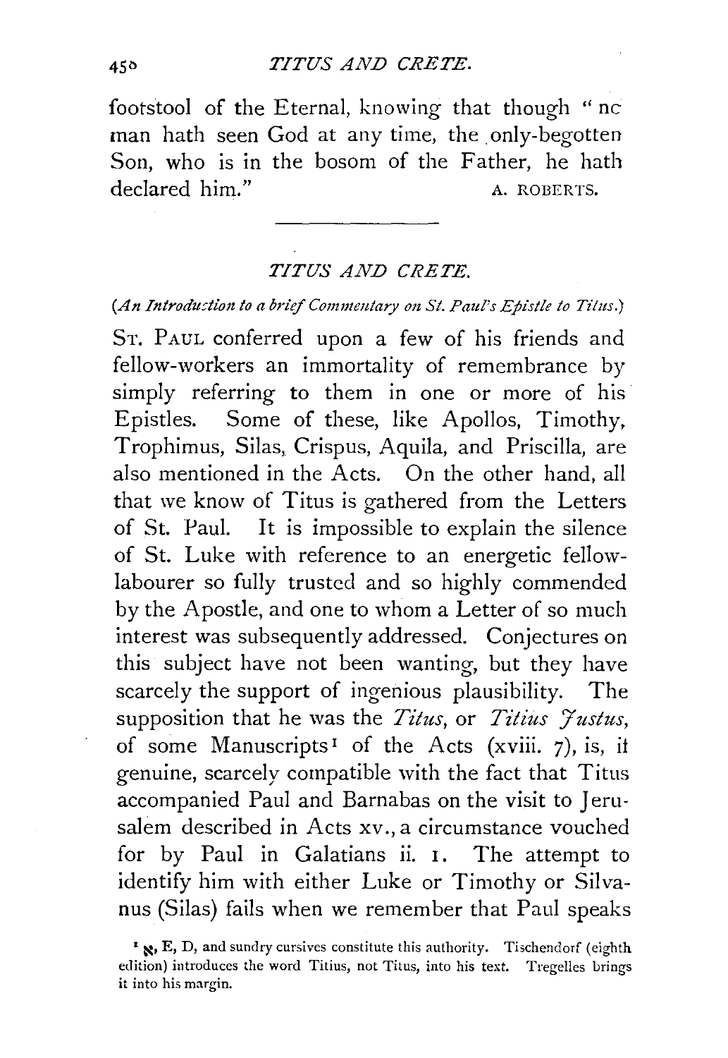footstool of the Eternal, knowing that though "no man hath seen God at any time, the only-begotten Son, who is in the bosom of the Father, he hath declared him." A. ROBERTS.

---

## *TITUS AND CRETE.*

*(An Introduction to a brief Commentary on St. Paul's Epistle to Titus.)*

ST. PAUL conferred upon a few of his friends and fellow-workers an immortality of remembrance by simply referring to them in one or more of his Epistles. Some of these, like Apollos, Timothy, Trophimus, Silas, Crispus, Aquila, and Priscilla, are also mentioned in the Acts. On the other hand, all that we know of Titus is gathered from the Letters of St. Paul. It is impossible to explain the silence of St. Luke with reference to an energetic fellow-labourer so fully trusted and so highly commended by the Apostle, and one to whom a Letter of so much interest was subsequently addressed. Conjectures on this subject have not been wanting, but they have scarcely the support of ingenious plausibility. The supposition that he was the *Titus*, or *Titius Justus*, of some Manuscripts[1] of the Acts (xviii. 7), is, if genuine, scarcely compatible with the fact that Titus accompanied Paul and Barnabas on the visit to Jerusalem described in Acts xv., a circumstance vouched for by Paul in Galatians ii. 1. The attempt to identify him with either Luke or Timothy or Silvanus (Silas) fails when we remember that Paul speaks

[1] ℵ, E, D, and sundry cursives constitute this authority. Tischendorf (eighth edition) introduces the word Titius, not Titus, into his text. Tregelles brings it into his margin.